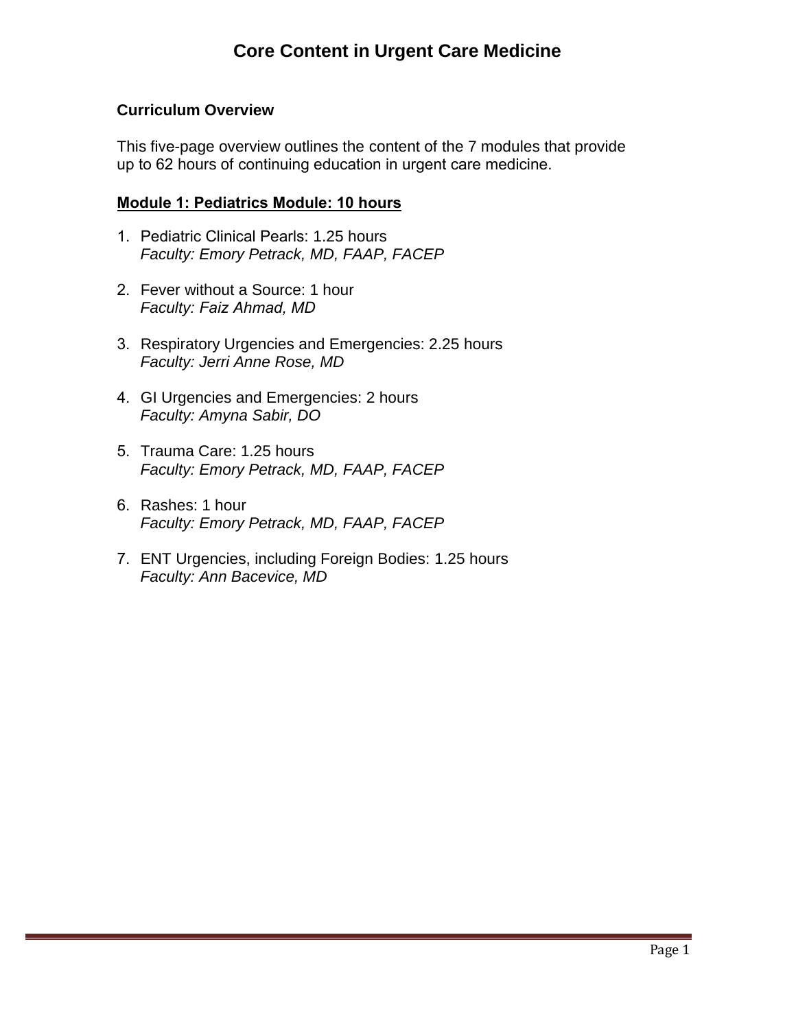# Core Content in Urgent Care Medicine

### Curriculum Overview

This five-page overview outlines the content of the 7 modules that provide up to 62 hours of continuing education in urgent care medicine.

### Module 1: Pediatrics Module: 10 hours

1. Pediatric Clinical Pearls: 1.25 hours
   *Faculty: Emory Petrack, MD, FAAP, FACEP*

2. Fever without a Source: 1 hour
   *Faculty: Faiz Ahmad, MD*

3. Respiratory Urgencies and Emergencies: 2.25 hours
   *Faculty: Jerri Anne Rose, MD*

4. GI Urgencies and Emergencies: 2 hours
   *Faculty: Amyna Sabir, DO*

5. Trauma Care: 1.25 hours
   *Faculty: Emory Petrack, MD, FAAP, FACEP*

6. Rashes: 1 hour
   *Faculty: Emory Petrack, MD, FAAP, FACEP*

7. ENT Urgencies, including Foreign Bodies: 1.25 hours
   *Faculty: Ann Bacevice, MD*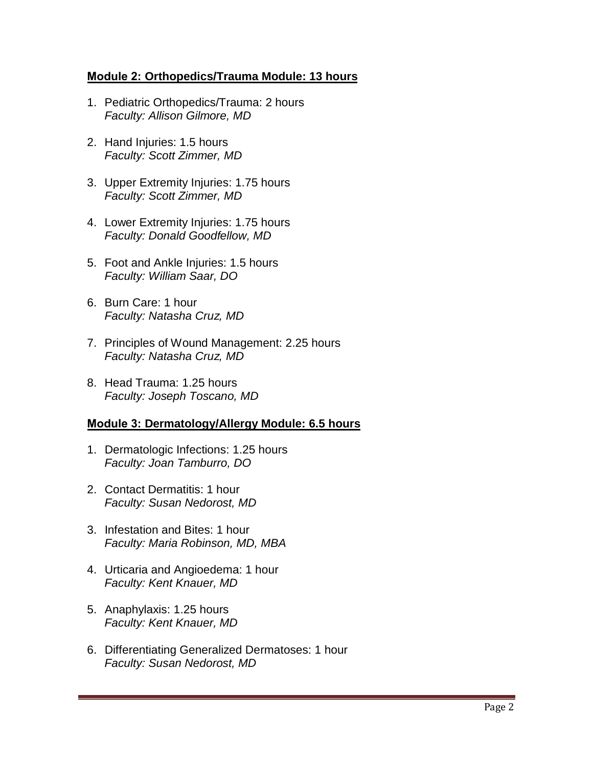## Module 2: Orthopedics/Trauma Module: 13 hours

1. Pediatric Orthopedics/Trauma: 2 hours
   *Faculty: Allison Gilmore, MD*

2. Hand Injuries: 1.5 hours
   *Faculty: Scott Zimmer, MD*

3. Upper Extremity Injuries: 1.75 hours
   *Faculty: Scott Zimmer, MD*

4. Lower Extremity Injuries: 1.75 hours
   *Faculty: Donald Goodfellow, MD*

5. Foot and Ankle Injuries: 1.5 hours
   *Faculty: William Saar, DO*

6. Burn Care: 1 hour
   *Faculty: Natasha Cruz, MD*

7. Principles of Wound Management: 2.25 hours
   *Faculty: Natasha Cruz, MD*

8. Head Trauma: 1.25 hours
   *Faculty: Joseph Toscano, MD*

## Module 3: Dermatology/Allergy Module: 6.5 hours

1. Dermatologic Infections: 1.25 hours
   *Faculty: Joan Tamburro, DO*

2. Contact Dermatitis: 1 hour
   *Faculty: Susan Nedorost, MD*

3. Infestation and Bites: 1 hour
   *Faculty: Maria Robinson, MD, MBA*

4. Urticaria and Angioedema: 1 hour
   *Faculty: Kent Knauer, MD*

5. Anaphylaxis: 1.25 hours
   *Faculty: Kent Knauer, MD*

6. Differentiating Generalized Dermatoses: 1 hour
   *Faculty: Susan Nedorost, MD*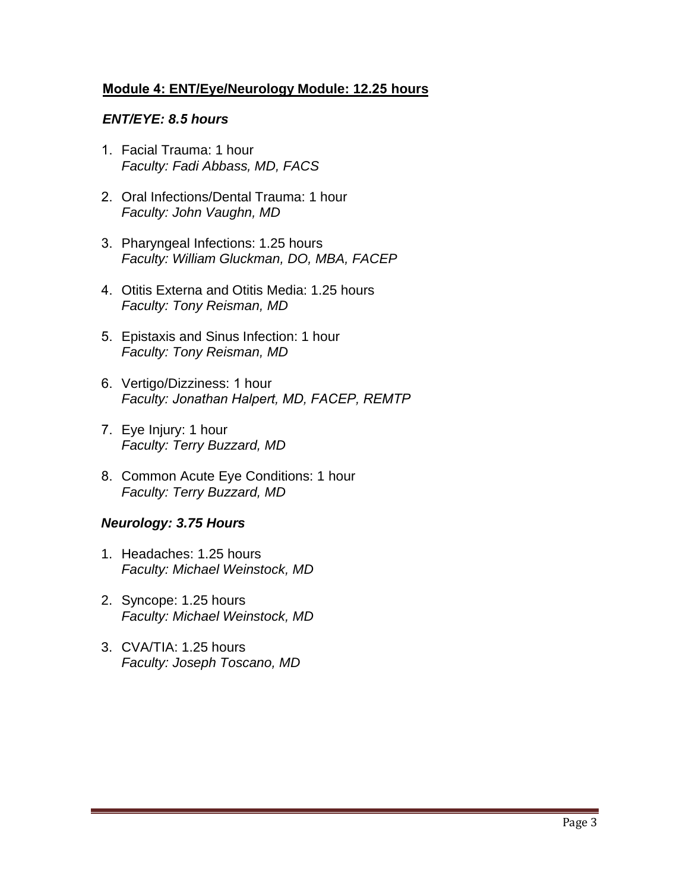## **Module 4: ENT/Eye/Neurology Module: 12.25 hours**

### ***ENT/EYE: 8.5 hours***

1. Facial Trauma: 1 hour
   *Faculty: Fadi Abbass, MD, FACS*

2. Oral Infections/Dental Trauma: 1 hour
   *Faculty: John Vaughn, MD*

3. Pharyngeal Infections: 1.25 hours
   *Faculty: William Gluckman, DO, MBA, FACEP*

4. Otitis Externa and Otitis Media: 1.25 hours
   *Faculty: Tony Reisman, MD*

5. Epistaxis and Sinus Infection: 1 hour
   *Faculty: Tony Reisman, MD*

6. Vertigo/Dizziness: 1 hour
   *Faculty: Jonathan Halpert, MD, FACEP, REMTP*

7. Eye Injury: 1 hour
   *Faculty: Terry Buzzard, MD*

8. Common Acute Eye Conditions: 1 hour
   *Faculty: Terry Buzzard, MD*

### ***Neurology: 3.75 Hours***

1. Headaches: 1.25 hours
   *Faculty: Michael Weinstock, MD*

2. Syncope: 1.25 hours
   *Faculty: Michael Weinstock, MD*

3. CVA/TIA: 1.25 hours
   *Faculty: Joseph Toscano, MD*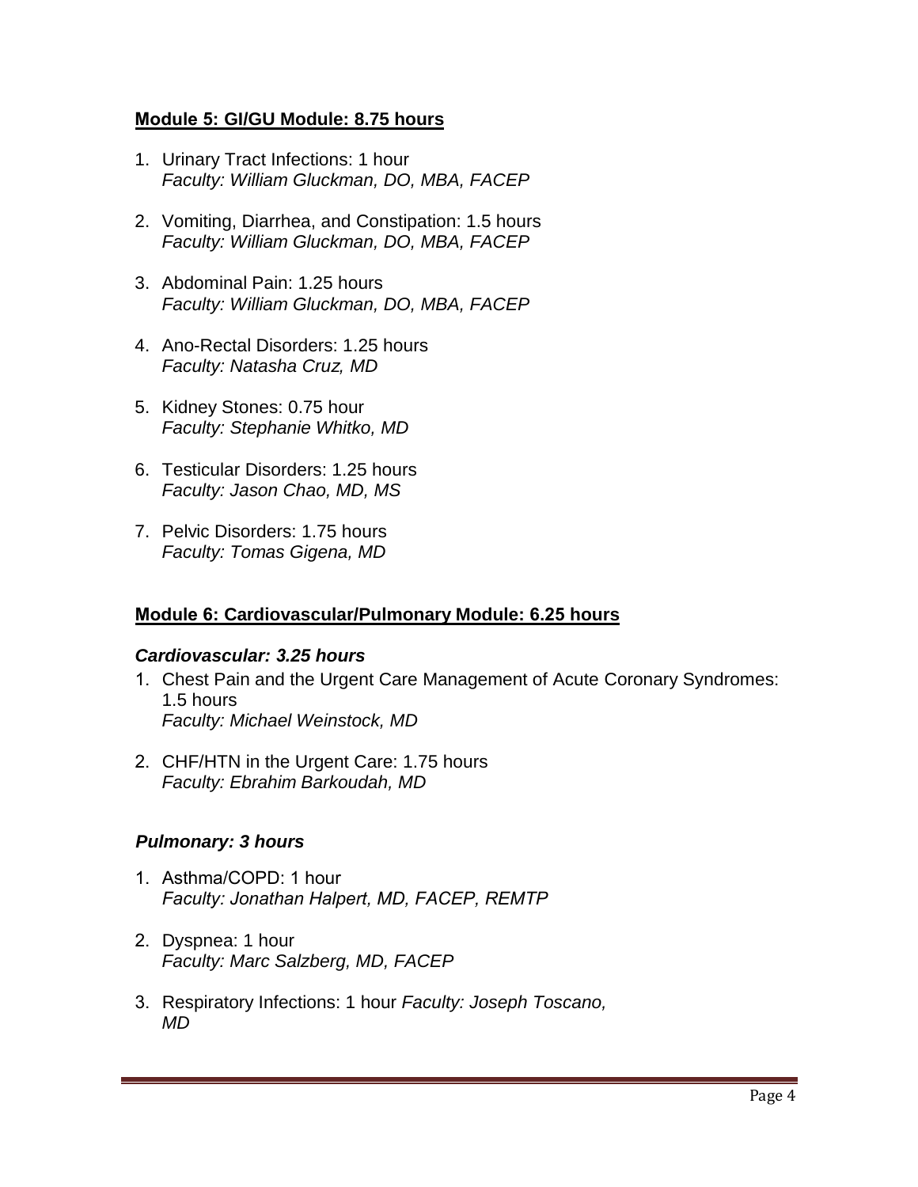**Module 5: GI/GU Module: 8.75 hours**

1. Urinary Tract Infections: 1 hour
   *Faculty: William Gluckman, DO, MBA, FACEP*

2. Vomiting, Diarrhea, and Constipation: 1.5 hours
   *Faculty: William Gluckman, DO, MBA, FACEP*

3. Abdominal Pain: 1.25 hours
   *Faculty: William Gluckman, DO, MBA, FACEP*

4. Ano-Rectal Disorders: 1.25 hours
   *Faculty: Natasha Cruz, MD*

5. Kidney Stones: 0.75 hour
   *Faculty: Stephanie Whitko, MD*

6. Testicular Disorders: 1.25 hours
   *Faculty: Jason Chao, MD, MS*

7. Pelvic Disorders: 1.75 hours
   *Faculty: Tomas Gigena, MD*

**Module 6: Cardiovascular/Pulmonary Module: 6.25 hours**

***Cardiovascular: 3.25 hours***

1. Chest Pain and the Urgent Care Management of Acute Coronary Syndromes: 1.5 hours
   *Faculty: Michael Weinstock, MD*

2. CHF/HTN in the Urgent Care: 1.75 hours
   *Faculty: Ebrahim Barkoudah, MD*

***Pulmonary: 3 hours***

1. Asthma/COPD: 1 hour
   *Faculty: Jonathan Halpert, MD, FACEP, REMTP*

2. Dyspnea: 1 hour
   *Faculty: Marc Salzberg, MD, FACEP*

3. Respiratory Infections: 1 hour *Faculty: Joseph Toscano, MD*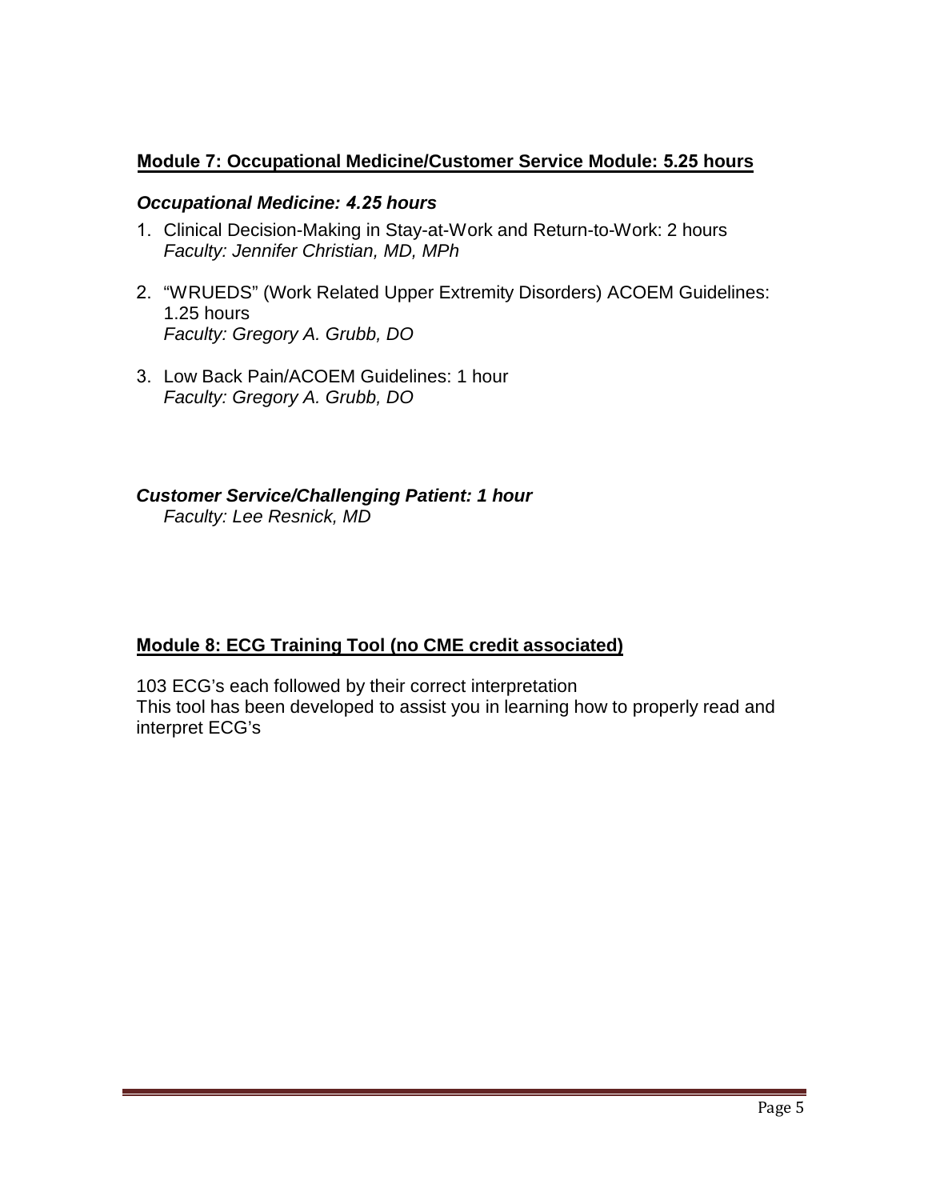## Module 7: Occupational Medicine/Customer Service Module: 5.25 hours

### *Occupational Medicine: 4.25 hours*

1. Clinical Decision-Making in Stay-at-Work and Return-to-Work: 2 hours
   *Faculty: Jennifer Christian, MD, MPh*

2. "WRUEDS" (Work Related Upper Extremity Disorders) ACOEM Guidelines: 1.25 hours
   *Faculty: Gregory A. Grubb, DO*

3. Low Back Pain/ACOEM Guidelines: 1 hour
   *Faculty: Gregory A. Grubb, DO*

### *Customer Service/Challenging Patient: 1 hour*

*Faculty: Lee Resnick, MD*

## Module 8: ECG Training Tool (no CME credit associated)

103 ECG's each followed by their correct interpretation
This tool has been developed to assist you in learning how to properly read and interpret ECG's